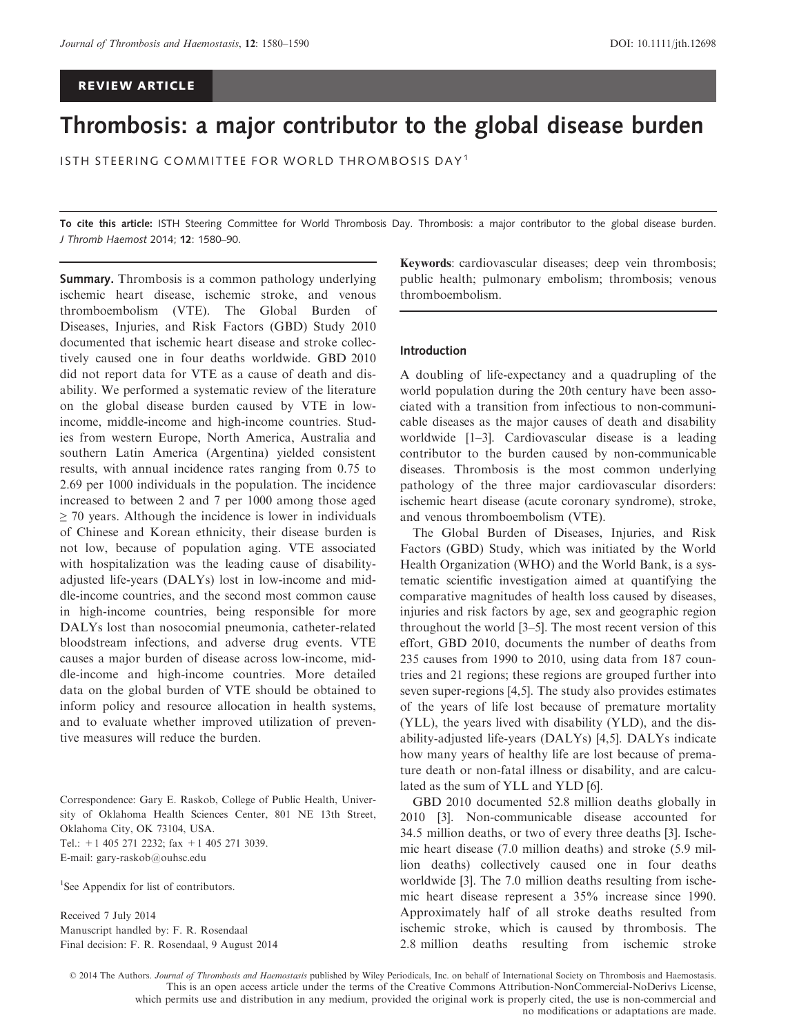REVIEW ARTICLE

# Thrombosis: a major contributor to the global disease burden

ISTH STEERING COMMITTEE FOR WORLD THROMBOSIS DAY[1]

**To cite this article:** ISTH Steering Committee for World Thrombosis Day. Thrombosis: a major contributor to the global disease burden. *J Thromb Haemost* 2014; **12**: 1580–90.

**Summary.** Thrombosis is a common pathology underlying ischemic heart disease, ischemic stroke, and venous thromboembolism (VTE). The Global Burden of Diseases, Injuries, and Risk Factors (GBD) Study 2010 documented that ischemic heart disease and stroke collectively caused one in four deaths worldwide. GBD 2010 did not report data for VTE as a cause of death and disability. We performed a systematic review of the literature on the global disease burden caused by VTE in low-income, middle-income and high-income countries. Studies from western Europe, North America, Australia and southern Latin America (Argentina) yielded consistent results, with annual incidence rates ranging from 0.75 to 2.69 per 1000 individuals in the population. The incidence increased to between 2 and 7 per 1000 among those aged ≥ 70 years. Although the incidence is lower in individuals of Chinese and Korean ethnicity, their disease burden is not low, because of population aging. VTE associated with hospitalization was the leading cause of disability-adjusted life-years (DALYs) lost in low-income and middle-income countries, and the second most common cause in high-income countries, being responsible for more DALYs lost than nosocomial pneumonia, catheter-related bloodstream infections, and adverse drug events. VTE causes a major burden of disease across low-income, middle-income and high-income countries. More detailed data on the global burden of VTE should be obtained to inform policy and resource allocation in health systems, and to evaluate whether improved utilization of preventive measures will reduce the burden.

Correspondence: Gary E. Raskob, College of Public Health, University of Oklahoma Health Sciences Center, 801 NE 13th Street, Oklahoma City, OK 73104, USA.
Tel.: +1 405 271 2232; fax +1 405 271 3039.
E-mail: gary-raskob@ouhsc.edu

[1]See Appendix for list of contributors.

Received 7 July 2014
Manuscript handled by: F. R. Rosendaal
Final decision: F. R. Rosendaal, 9 August 2014

**Keywords**: cardiovascular diseases; deep vein thrombosis; public health; pulmonary embolism; thrombosis; venous thromboembolism.

## Introduction

A doubling of life-expectancy and a quadrupling of the world population during the 20th century have been associated with a transition from infectious to non-communicable diseases as the major causes of death and disability worldwide [1–3]. Cardiovascular disease is a leading contributor to the burden caused by non-communicable diseases. Thrombosis is the most common underlying pathology of the three major cardiovascular disorders: ischemic heart disease (acute coronary syndrome), stroke, and venous thromboembolism (VTE).

The Global Burden of Diseases, Injuries, and Risk Factors (GBD) Study, which was initiated by the World Health Organization (WHO) and the World Bank, is a systematic scientific investigation aimed at quantifying the comparative magnitudes of health loss caused by diseases, injuries and risk factors by age, sex and geographic region throughout the world [3–5]. The most recent version of this effort, GBD 2010, documents the number of deaths from 235 causes from 1990 to 2010, using data from 187 countries and 21 regions; these regions are grouped further into seven super-regions [4,5]. The study also provides estimates of the years of life lost because of premature mortality (YLL), the years lived with disability (YLD), and the disability-adjusted life-years (DALYs) [4,5]. DALYs indicate how many years of healthy life are lost because of premature death or non-fatal illness or disability, and are calculated as the sum of YLL and YLD [6].

GBD 2010 documented 52.8 million deaths globally for 2010 [3]. Non-communicable disease accounted for 34.5 million deaths, or two of every three deaths [3]. Ischemic heart disease (7.0 million deaths) and stroke (5.9 million deaths) collectively caused one in four deaths worldwide [3]. The 7.0 million deaths resulting from ischemic heart disease represent a 35% increase since 1990. Approximately half of all stroke deaths resulted from ischemic stroke, which is caused by thrombosis. The 2.8 million deaths resulting from ischemic stroke

© 2014 The Authors. *Journal of Thrombosis and Haemostasis* published by Wiley Periodicals, Inc. on behalf of International Society on Thrombosis and Haemostasis.
This is an open access article under the terms of the Creative Commons Attribution-NonCommercial-NoDerivs License, which permits use and distribution in any medium, provided the original work is properly cited, the use is non-commercial and no modifications or adaptations are made.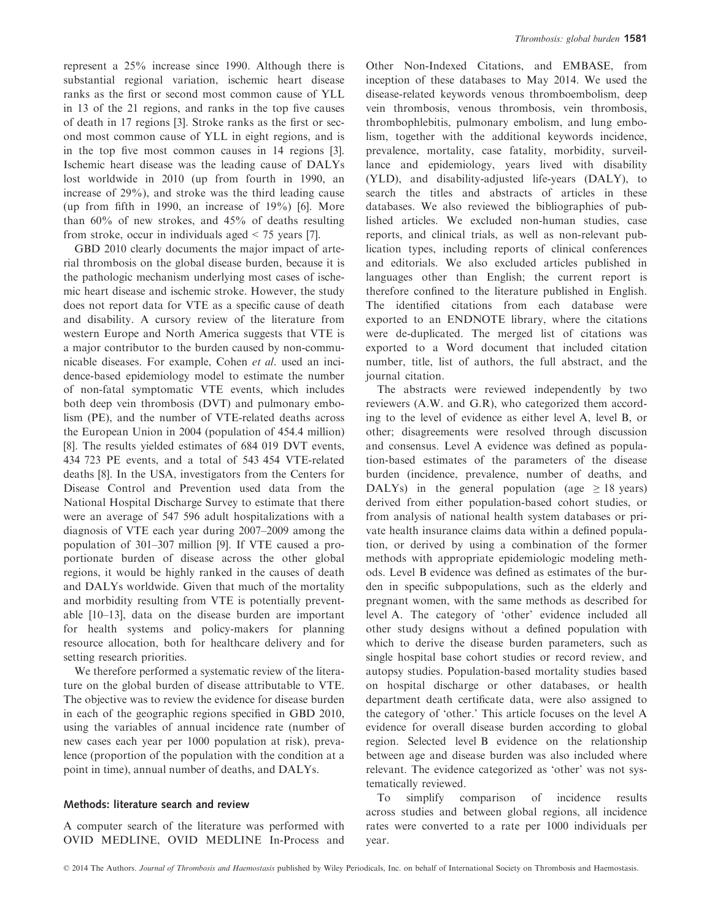represent a 25% increase since 1990. Although there is substantial regional variation, ischemic heart disease ranks as the first or second most common cause of YLL in 13 of the 21 regions, and ranks in the top five causes of death in 17 regions [3]. Stroke ranks as the first or second most common cause of YLL in eight regions, and is in the top five most common causes in 14 regions [3]. Ischemic heart disease was the leading cause of DALYs lost worldwide in 2010 (up from fourth in 1990, an increase of 29%), and stroke was the third leading cause (up from fifth in 1990, an increase of 19%) [6]. More than 60% of new strokes, and 45% of deaths resulting from stroke, occur in individuals aged < 75 years [7].

GBD 2010 clearly documents the major impact of arterial thrombosis on the global disease burden, because it is the pathologic mechanism underlying most cases of ischemic heart disease and ischemic stroke. However, the study does not report data for VTE as a specific cause of death and disability. A cursory review of the literature from western Europe and North America suggests that VTE is a major contributor to the burden caused by non-communicable diseases. For example, Cohen *et al*. used an incidence-based epidemiology model to estimate the number of non-fatal symptomatic VTE events, which includes both deep vein thrombosis (DVT) and pulmonary embolism (PE), and the number of VTE-related deaths across the European Union in 2004 (population of 454.4 million) [8]. The results yielded estimates of 684 019 DVT events, 434 723 PE events, and a total of 543 454 VTE-related deaths [8]. In the USA, investigators from the Centers for Disease Control and Prevention used data from the National Hospital Discharge Survey to estimate that there were an average of 547 596 adult hospitalizations with a diagnosis of VTE each year during 2007–2009 among the population of 301–307 million [9]. If VTE caused a proportionate burden of disease across the other global regions, it would be highly ranked in the causes of death and DALYs worldwide. Given that much of the mortality and morbidity resulting from VTE is potentially preventable [10–13], data on the disease burden are important for health systems and policy-makers for planning resource allocation, both for healthcare delivery and for setting research priorities.

We therefore performed a systematic review of the literature on the global burden of disease attributable to VTE. The objective was to review the evidence for disease burden in each of the geographic regions specified in GBD 2010, using the variables of annual incidence rate (number of new cases each year per 1000 population at risk), prevalence (proportion of the population with the condition at a point in time), annual number of deaths, and DALYs.

## Methods: literature search and review

A computer search of the literature was performed with OVID MEDLINE, OVID MEDLINE In-Process and Other Non-Indexed Citations, and EMBASE, from inception of these databases to May 2014. We used the disease-related keywords venous thromboembolism, deep vein thrombosis, venous thrombosis, vein thrombosis, thrombophlebitis, pulmonary embolism, and lung embolism, together with the additional keywords incidence, prevalence, mortality, case fatality, morbidity, surveillance and epidemiology, years lived with disability (YLD), and disability-adjusted life-years (DALY), to search the titles and abstracts of articles in these databases. We also reviewed the bibliographies of published articles. We excluded non-human studies, case reports, and clinical trials, as well as non-relevant publication types, including reports of clinical conferences and editorials. We also excluded articles published in languages other than English; the current report is therefore confined to the literature published in English. The identified citations from each database were exported to an ENDNOTE library, where the citations were de-duplicated. The merged list of citations was exported to a Word document that included citation number, title, list of authors, the full abstract, and the journal citation.

The abstracts were reviewed independently by two reviewers (A.W. and G.R), who categorized them according to the level of evidence as either level A, level B, or other; disagreements were resolved through discussion and consensus. Level A evidence was defined as population-based estimates of the parameters of the disease burden (incidence, prevalence, number of deaths, and DALYs) in the general population (age $\geq 18$ years) derived from either population-based cohort studies, or from analysis of national health system databases or private health insurance claims data within a defined population, or derived by using a combination of the former methods with appropriate epidemiologic modeling methods. Level B evidence was defined as estimates of the burden in specific subpopulations, such as the elderly and pregnant women, with the same methods as described for level A. The category of 'other' evidence included all other study designs without a defined population with which to derive the disease burden parameters, such as single hospital base cohort studies or record review, and autopsy studies. Population-based mortality studies based on hospital discharge or other databases, or health department death certificate data, were also assigned to the category of 'other.' This article focuses on the level A evidence for overall disease burden according to global region. Selected level B evidence on the relationship between age and disease burden was also included where relevant. The evidence categorized as 'other' was not systematically reviewed.

To simplify comparison of incidence results across studies and between global regions, all incidence rates were converted to a rate per 1000 individuals per year.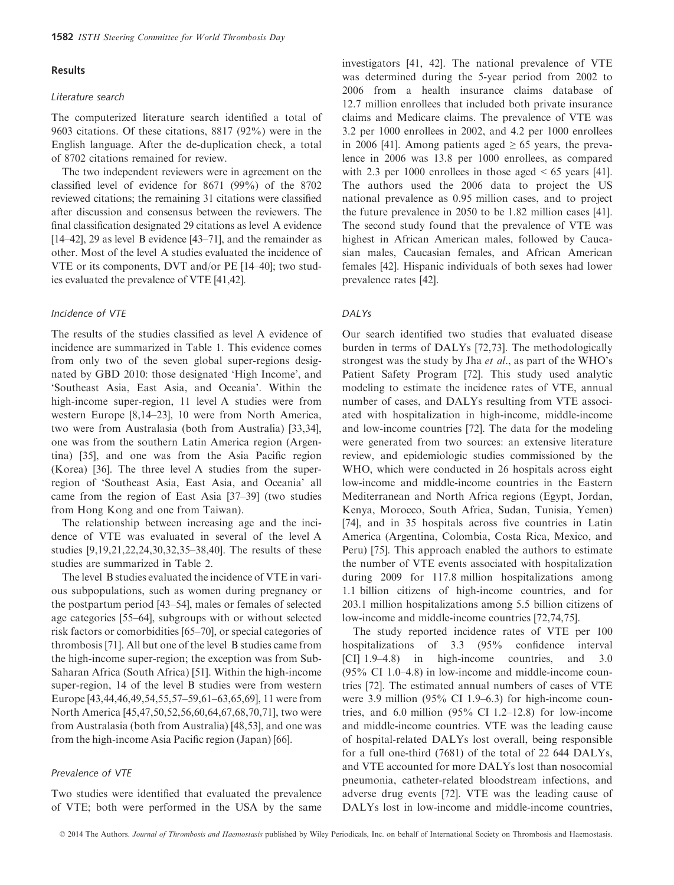## Results

### Literature search

The computerized literature search identified a total of 9603 citations. Of these citations, 8817 (92%) were in the English language. After the de-duplication check, a total of 8702 citations remained for review.

The two independent reviewers were in agreement on the classified level of evidence for 8671 (99%) of the 8702 reviewed citations; the remaining 31 citations were classified after discussion and consensus between the reviewers. The final classification designated 29 citations as level A evidence [14–42], 29 as level B evidence [43–71], and the remainder as other. Most of the level A studies evaluated the incidence of VTE or its components, DVT and/or PE [14–40]; two studies evaluated the prevalence of VTE [41,42].

### Incidence of VTE

The results of the studies classified as level A evidence of incidence are summarized in Table 1. This evidence comes from only two of the seven global super-regions designated by GBD 2010: those designated 'High Income', and 'Southeast Asia, East Asia, and Oceania'. Within the high-income super-region, 11 level A studies were from western Europe [8,14–23], 10 were from North America, two were from Australasia (both from Australia) [33,34], one was from the southern Latin America region (Argentina) [35], and one was from the Asia Pacific region (Korea) [36]. The three level A studies from the super-region of 'Southeast Asia, East Asia, and Oceania' all came from the region of East Asia [37–39] (two studies from Hong Kong and one from Taiwan).

The relationship between increasing age and the incidence of VTE was evaluated in several of the level A studies [9,19,21,22,24,30,32,35–38,40]. The results of these studies are summarized in Table 2.

The level B studies evaluated the incidence of VTE in various subpopulations, such as women during pregnancy or the postpartum period [43–54], males or females of selected age categories [55–64], subgroups with or without selected risk factors or comorbidities [65–70], or special categories of thrombosis [71]. All but one of the level B studies came from the high-income super-region; the exception was from Sub-Saharan Africa (South Africa) [51]. Within the high-income super-region, 14 of the level B studies were from western Europe [43,44,46,49,54,55,57–59,61–63,65,69], 11 were from North America [45,47,50,52,56,60,64,67,68,70,71], two were from Australasia (both from Australia) [48,53], and one was from the high-income Asia Pacific region (Japan) [66].

### Prevalence of VTE

Two studies were identified that evaluated the prevalence of VTE; both were performed in the USA by the same investigators [41, 42]. The national prevalence of VTE was determined during the 5-year period from 2002 to 2006 from a health insurance claims database of 12.7 million enrollees that included both private insurance claims and Medicare claims. The prevalence of VTE was 3.2 per 1000 enrollees in 2002, and 4.2 per 1000 enrollees in 2006 [41]. Among patients aged $\geq$ 65 years, the prevalence in 2006 was 13.8 per 1000 enrollees, as compared with 2.3 per 1000 enrollees in those aged < 65 years [41]. The authors used the 2006 data to project the US national prevalence as 0.95 million cases, and to project the future prevalence in 2050 to be 1.82 million cases [41]. The second study found that the prevalence of VTE was highest in African American males, followed by Caucasian males, Caucasian females, and African American females [42]. Hispanic individuals of both sexes had lower prevalence rates [42].

### DALYs

Our search identified two studies that evaluated disease burden in terms of DALYs [72,73]. The methodologically strongest was the study by Jha *et al*., as part of the WHO's Patient Safety Program [72]. This study used analytic modeling to estimate the incidence rates of VTE, annual number of cases, and DALYs resulting from VTE associated with hospitalization in high-income, middle-income and low-income countries [72]. The data for the modeling were generated from two sources: an extensive literature review, and epidemiologic studies commissioned by the WHO, which were conducted in 26 hospitals across eight low-income and middle-income countries in the Eastern Mediterranean and North Africa regions (Egypt, Jordan, Kenya, Morocco, South Africa, Sudan, Tunisia, Yemen) [74], and in 35 hospitals across five countries in Latin America (Argentina, Colombia, Costa Rica, Mexico, and Peru) [75]. This approach enabled the authors to estimate the number of VTE events associated with hospitalization during 2009 for 117.8 million hospitalizations among 1.1 billion citizens of high-income countries, and for 203.1 million hospitalizations among 5.5 billion citizens of low-income and middle-income countries [72,74,75].

The study reported incidence rates of VTE per 100 hospitalizations of 3.3 (95% confidence interval [CI] 1.9–4.8) in high-income countries, and 3.0 (95% CI 1.0–4.8) in low-income and middle-income countries [72]. The estimated annual numbers of cases of VTE were 3.9 million (95% CI 1.9–6.3) for high-income countries, and 6.0 million (95% CI 1.2–12.8) for low-income and middle-income countries. VTE was the leading cause of hospital-related DALYs lost overall, being responsible for a full one-third (7681) of the total of 22 644 DALYs, and VTE accounted for more DALYs lost than nosocomial pneumonia, catheter-related bloodstream infections, and adverse drug events [72]. VTE was the leading cause of DALYs lost in low-income and middle-income countries,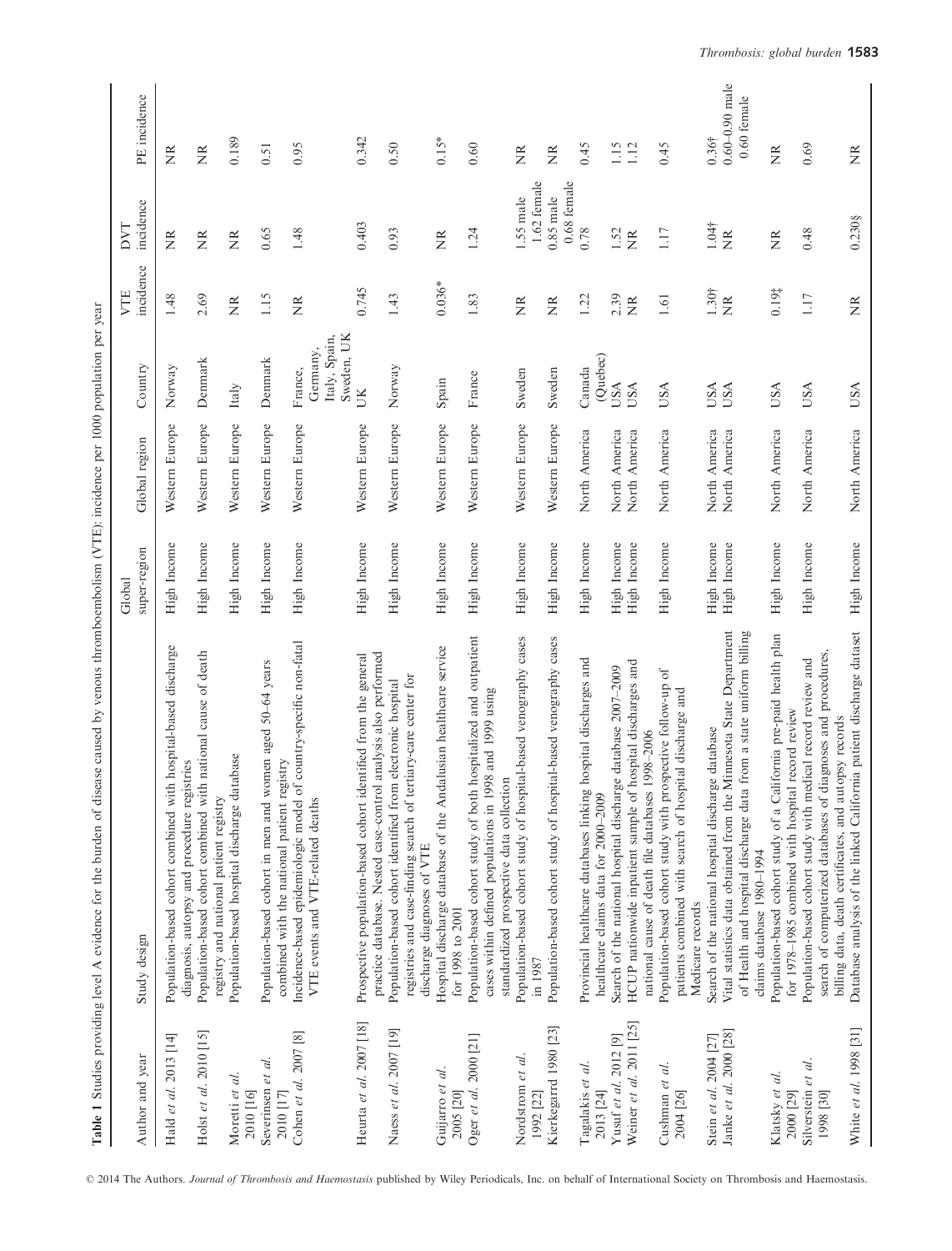**Table 1** Studies providing level A evidence for the burden of disease caused by venous thromboembolism (VTE): incidence per 1000 population per year

| Author and year | Study design | Global super-region | Global region | Country | VTE incidence | DVT incidence | PE incidence |
|---|---|---|---|---|---|---|---|
| Hald *et al.* 2013 [14] | Population-based cohort combined with hospital-based discharge diagnosis, autopsy and procedure registries | High Income | Western Europe | Norway | 1.48 | NR | NR |
| Holst *et al.* 2010 [15] | Population-based cohort combined with national cause of death registry and national patient registry | High Income | Western Europe | Denmark | 2.69 | NR | NR |
| Moretti *et al.* 2010 [16] | Population-based hospital discharge database | High Income | Western Europe | Italy | NR | NR | 0.189 |
| Severinsen *et al.* 2010 [17] | Population-based cohort in men and women aged 50–64 years combined with the national patient registry | High Income | Western Europe | Denmark | 1.15 | 0.65 | 0.51 |
| Cohen *et al.* 2007 [8] | Incidence-based epidemiologic model of country-specific non-fatal VTE events and VTE-related deaths | High Income | Western Europe | France, Germany, Italy, Spain, Sweden, UK | NR | 1.48 | 0.95 |
| Heurta *et al.* 2007 [18] | Prospective population-based cohort identified from the general practice database. Nested case–control analysis also performed | High Income | Western Europe | UK | 0.745 | 0.403 | 0.342 |
| Naess *et al.* 2007 [19] | Population-based cohort identified from electronic hospital registries and case-finding search of tertiary-care center for discharge diagnoses of VTE | High Income | Western Europe | Norway | 1.43 | 0.93 | 0.50 |
| Guijarro *et al.* 2005 [20] | Hospital discharge database of the Andalusian healthcare service for 1998 to 2001 | High Income | Western Europe | Spain | 0.036* | NR | 0.15* |
| Oger *et al.* 2000 [21] | Population-based cohort study of both hospitalized and outpatient cases within defined populations in 1998 and 1999 using standardized prospective data collection | High Income | Western Europe | France | 1.83 | 1.24 | 0.60 |
| Nordstrom *et al.* 1992 [22] | Population-based cohort study of hospital-based venography cases in 1987 | High Income | Western Europe | Sweden | NR | 1.55 male 1.62 female | NR |
| Kierkegarrd 1980 [23] | Population-based cohort study of hospital-based venography cases | High Income | Western Europe | Sweden | NR | 0.85 male 0.68 female | NR |
| Tagalakis *et al.* 2013 [24] | Provincial healthcare databases linking hospital discharges and healthcare claims data for 2000–2009 | High Income | North America | Canada (Quebec) | 1.22 | 0.78 | 0.45 |
| Yusuf *et al.* 2012 [9] | Search of the national hospital discharge database 2007–2009 | High Income | North America | USA | 2.39 | 1.52 | 1.15 |
| Weiner *et al.* 2011 [25] | HCUP nationwide inpatient sample of hospital discharges and national cause of death file databases 1998–2006 | High Income | North America | USA | NR | NR | 1.12 |
| Cushman *et al.* 2004 [26] | Population-based cohort study with prospective follow-up of patients combined with search of hospital discharge and Medicare records | High Income | North America | USA | 1.61 | 1.17 | 0.45 |
| Stein *et al.* 2004 [27] | Search of the national hospital discharge database | High Income | North America | USA | 1.30† | 1.04† | 0.36† |
| Janke *et al.* 2000 [28] | Vital statistics data obtained from the Minnesota State Department of Health and hospital discharge data from a state uniform billing claims database 1980–1994 | High Income | North America | USA | NR | NR | 0.60–0.90 male 0.60 female |
| Klatsky *et al.* 2000 [29] | Population-based cohort study of a California pre-paid health plan for 1978–1985 combined with hospital record review | High Income | North America | USA | 0.19‡ | NR | NR |
| Silverstein *et al.* 1998 [30] | Population-based cohort study with medical record review and search of computerized databases of diagnoses and procedures, billing data, death certificates, and autopsy records | High Income | North America | USA | 1.17 | 0.48 | 0.69 |
| White *et al.* 1998 [31] | Database analysis of the linked California patient discharge dataset | High Income | North America | USA | NR | 0.230§ | NR |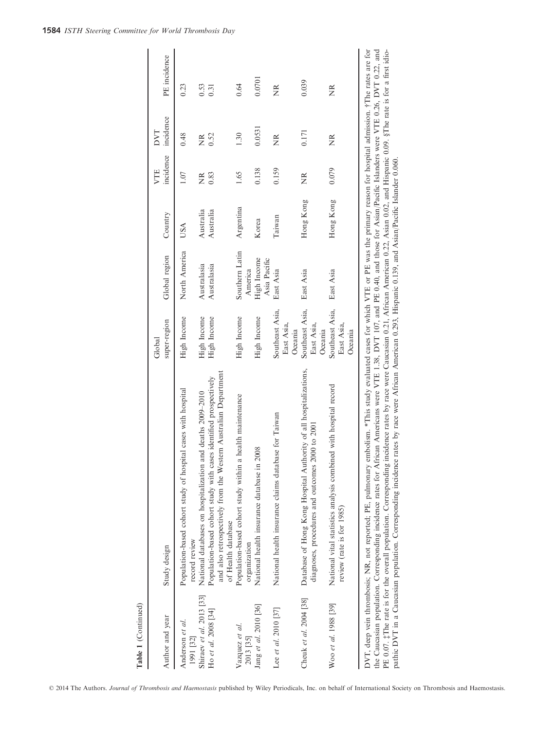**Table 1** (Continued)

| Author and year | Study design | Global super-region | Global region | Country | VTE incidence | DVT incidence | PE incidence |
|---|---|---|---|---|---|---|---|
| Anderson *et al.* 1991 [32] | Population-based cohort study of hospital cases with hospital record review | High Income | North America | USA | 1.07 | 0.48 | 0.23 |
| Shiraev *et al.* 2013 [33] | National databases on hospitalization and deaths 2009–2010 | High Income | Australasia | Australia | NR | NR | 0.53 |
| Ho *et al.* 2008 [34] | Population-based cohort study with cases identified prospectively and also retrospectively from the Western Australian Department of Health database | High Income | Australasia | Australia | 0.83 | 0.52 | 0.31 |
| Vazquez *et al.* 2013 [35] | Population-based cohort study within a health maintenance organization | High Income | Southern Latin America | Argentina | 1.65 | 1.30 | 0.64 |
| Jang *et al.* 2010 [36] | National health insurance database in 2008 | High Income | High Income Asia Pacific | Korea | 0.138 | 0.0531 | 0.0701 |
| Lee *et al.* 2010 [37] | National health insurance claims database for Taiwan | Southeast Asia, East Asia, Oceania | East Asia | Taiwan | 0.159 | NR | NR |
| Cheuk *et al.* 2004 [38] | Database of Hong Kong Hospital Authority of all hospitalizations, diagnoses, procedures and outcomes 2000 to 2001 | Southeast Asia, East Asia, Oceania | East Asia | Hong Kong | NR | 0.171 | 0.039 |
| Woo *et al.* 1988 [39] | National vital statistics analysis combined with hospital record review (rate is for 1985) | Southeast Asia, East Asia, Oceania | East Asia | Hong Kong | 0.079 | NR | NR |

DVT, deep vein thrombosis; NR, not reported; PE, pulmonary embolism. *This study evaluated cases for which VTE or PE was the primary reason for hospital admission. †The rates are for the Caucasian population. Corresponding incidence rates for African Americans were VTE 1.38, DVT 107, and PE 0.40, and those for Asian/Pacific Islanders were VTE 0.26, DVT 0.22, and PE 0.07. ‡The rate is for the overall population. Corresponding incidence rates by race were Caucasian 0.21, African American 0.22, Asian 0.02, and Hispanic 0.09. §The rate is for a first idiopathic DVT in a Caucasian population. Corresponding incidence rates by race were African American 0.293, Hispanic 0.139, and Asian/Pacific Islander 0.060.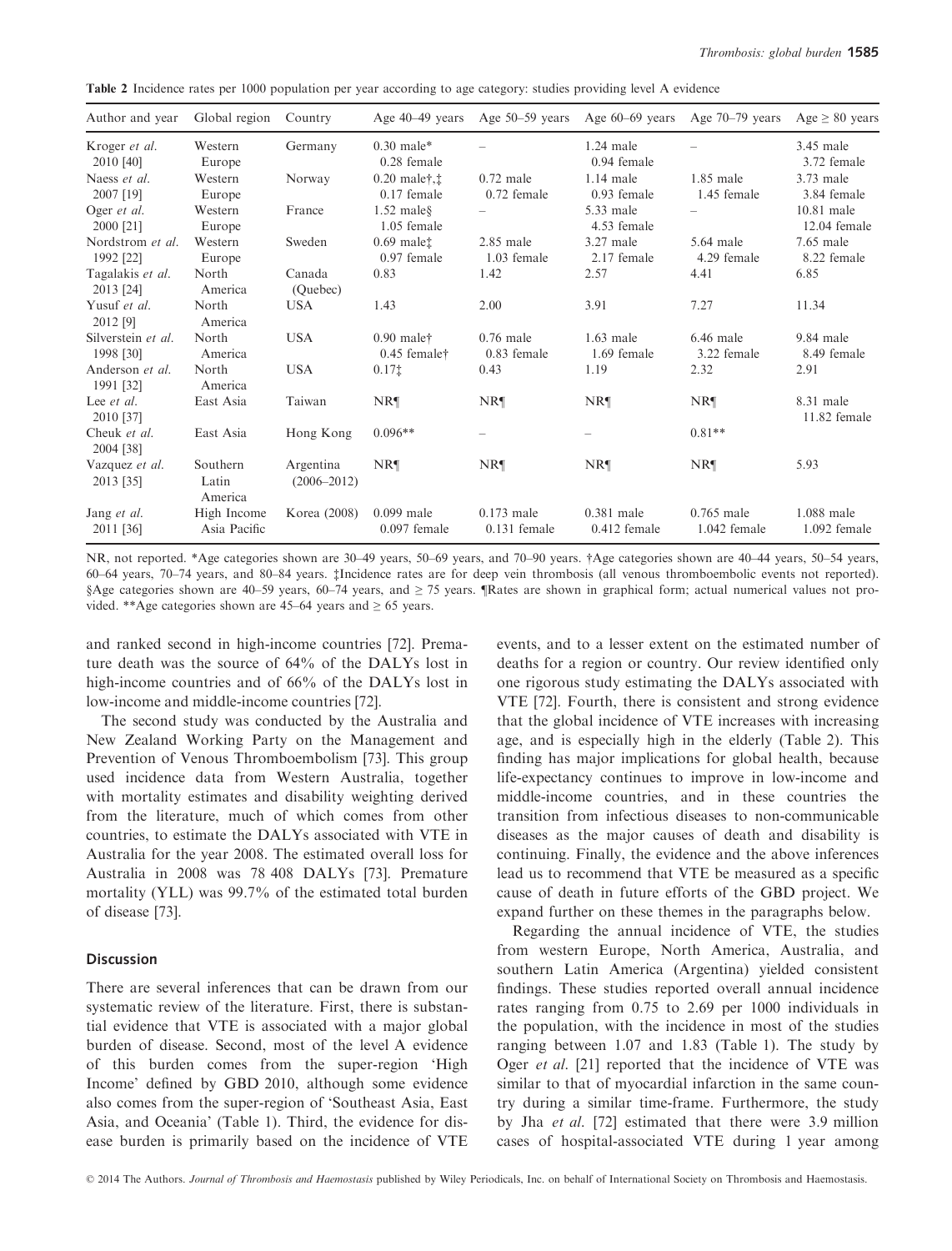**Table 2** Incidence rates per 1000 population per year according to age category: studies providing level A evidence

| Author and year | Global region | Country | Age 40–49 years | Age 50–59 years | Age 60–69 years | Age 70–79 years | Age ≥ 80 years |
|---|---|---|---|---|---|---|---|
| Kroger *et al.* 2010 [40] | Western Europe | Germany | 0.30 male* 0.28 female | – | 1.24 male 0.94 female | – | 3.45 male 3.72 female |
| Naess *et al.* 2007 [19] | Western Europe | Norway | 0.20 male†,‡ 0.17 female | 0.72 male 0.72 female | 1.14 male 0.93 female | 1.85 male 1.45 female | 3.73 male 3.84 female |
| Oger *et al.* 2000 [21] | Western Europe | France | 1.52 male§ 1.05 female | – | 5.33 male 4.53 female | – | 10.81 male 12.04 female |
| Nordstrom *et al.* 1992 [22] | Western Europe | Sweden | 0.69 male‡ 0.97 female | 2.85 male 1.03 female | 3.27 male 2.17 female | 5.64 male 4.29 female | 7.65 male 8.22 female |
| Tagalakis *et al.* 2013 [24] | North America | Canada (Quebec) | 0.83 | 1.42 | 2.57 | 4.41 | 6.85 |
| Yusuf *et al.* 2012 [9] | North America | USA | 1.43 | 2.00 | 3.91 | 7.27 | 11.34 |
| Silverstein *et al.* 1998 [30] | North America | USA | 0.90 male† 0.45 female† | 0.76 male 0.83 female | 1.63 male 1.69 female | 6.46 male 3.22 female | 9.84 male 8.49 female |
| Anderson *et al.* 1991 [32] | North America | USA | 0.17‡ | 0.43 | 1.19 | 2.32 | 2.91 |
| Lee *et al.* 2010 [37] | East Asia | Taiwan | NR¶ | NR¶ | NR¶ | NR¶ | 8.31 male 11.82 female |
| Cheuk *et al.* 2004 [38] | East Asia | Hong Kong | 0.096** | – | – | 0.81** | |
| Vazquez *et al.* 2013 [35] | Southern Latin America | Argentina (2006–2012) | NR¶ | NR¶ | NR¶ | NR¶ | 5.93 |
| Jang *et al.* 2011 [36] | High Income Asia Pacific | Korea (2008) | 0.099 male 0.097 female | 0.173 male 0.131 female | 0.381 male 0.412 female | 0.765 male 1.042 female | 1.088 male 1.092 female |

NR, not reported. *Age categories shown are 30–49 years, 50–69 years, and 70–90 years. †Age categories shown are 40–44 years, 50–54 years, 60–64 years, 70–74 years, and 80–84 years. ‡Incidence rates are for deep vein thrombosis (all venous thromboembolic events not reported). §Age categories shown are 40–59 years, 60–74 years, and ≥ 75 years. ¶Rates are shown in graphical form; actual numerical values not provided. **Age categories shown are 45–64 years and ≥ 65 years.

and ranked second in high-income countries [72]. Premature death was the source of 64% of the DALYs lost in high-income countries and of 66% of the DALYs lost in low-income and middle-income countries [72].

The second study was conducted by the Australia and New Zealand Working Party on the Management and Prevention of Venous Thromboembolism [73]. This group used incidence data from Western Australia, together with mortality estimates and disability weighting derived from the literature, much of which comes from other countries, to estimate the DALYs associated with VTE in Australia for the year 2008. The estimated overall loss for Australia in 2008 was 78 408 DALYs [73]. Premature mortality (YLL) was 99.7% of the estimated total burden of disease [73].

## Discussion

There are several inferences that can be drawn from our systematic review of the literature. First, there is substantial evidence that VTE is associated with a major global burden of disease. Second, most of the level A evidence of this burden comes from the super-region 'High Income' defined by GBD 2010, although some evidence also comes from the super-region of 'Southeast Asia, East Asia, and Oceania' (Table 1). Third, the evidence for disease burden is primarily based on the incidence of VTE events, and to a lesser extent on the estimated number of deaths for a region or country. Our review identified only one rigorous study estimating the DALYs associated with VTE [72]. Fourth, there is consistent and strong evidence that the global incidence of VTE increases with increasing age, and is especially high in the elderly (Table 2). This finding has major implications for global health, because life-expectancy continues to improve in low-income and middle-income countries, and in these countries the transition from infectious diseases to non-communicable diseases as the major causes of death and disability is continuing. Finally, the evidence and the above inferences lead us to recommend that VTE be measured as a specific cause of death in future efforts of the GBD project. We expand further on these themes in the paragraphs below.

Regarding the annual incidence of VTE, the studies from western Europe, North America, Australia, and southern Latin America (Argentina) yielded consistent findings. These studies reported overall annual incidence rates ranging from 0.75 to 2.69 per 1000 individuals in the population, with the incidence in most of the studies ranging between 1.07 and 1.83 (Table 1). The study by Oger *et al.* [21] reported that the incidence of VTE was similar to that of myocardial infarction in the same country during a similar time-frame. Furthermore, the study by Jha *et al.* [72] estimated that there were 3.9 million cases of hospital-associated VTE during 1 year among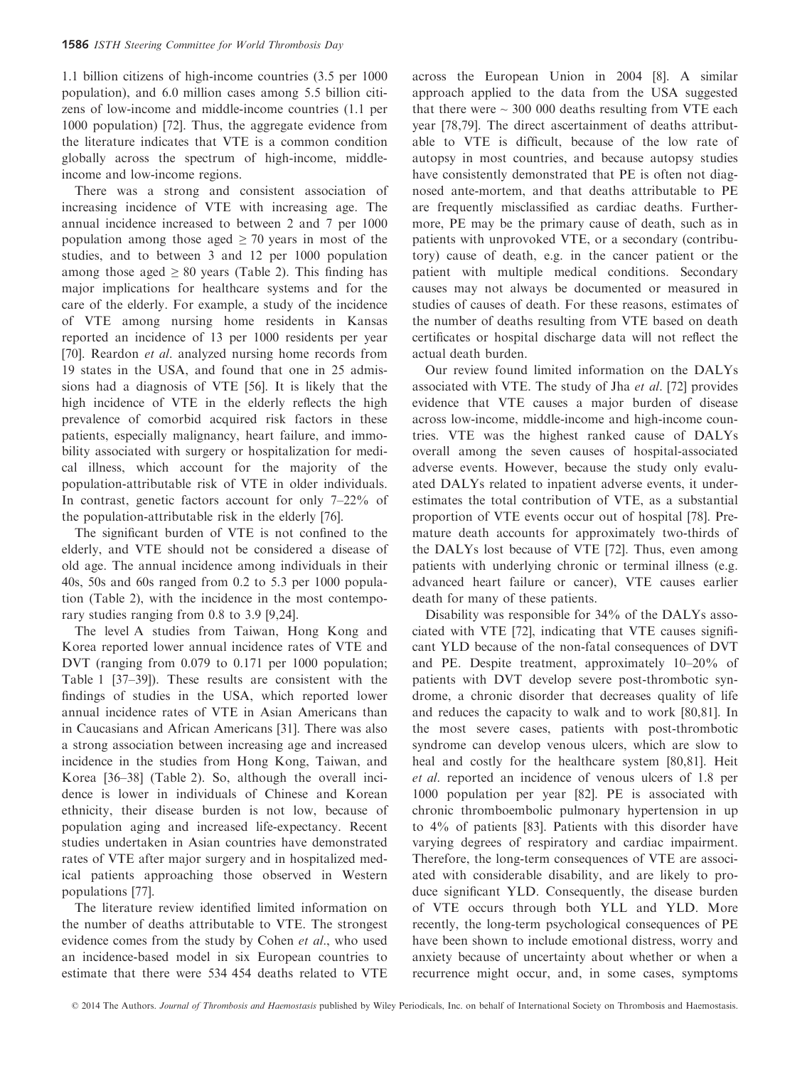1.1 billion citizens of high-income countries (3.5 per 1000 population), and 6.0 million cases among 5.5 billion citizens of low-income and middle-income countries (1.1 per 1000 population) [72]. Thus, the aggregate evidence from the literature indicates that VTE is a common condition globally across the spectrum of high-income, middle-income and low-income regions.

There was a strong and consistent association of increasing incidence of VTE with increasing age. The annual incidence increased to between 2 and 7 per 1000 population among those aged ≥ 70 years in most of the studies, and to between 3 and 12 per 1000 population among those aged ≥ 80 years (Table 2). This finding has major implications for healthcare systems and for the care of the elderly. For example, a study of the incidence of VTE among nursing home residents in Kansas reported an incidence of 13 per 1000 residents per year [70]. Reardon *et al*. analyzed nursing home records from 19 states in the USA, and found that one in 25 admissions had a diagnosis of VTE [56]. It is likely that the high incidence of VTE in the elderly reflects the high prevalence of comorbid acquired risk factors in these patients, especially malignancy, heart failure, and immobility associated with surgery or hospitalization for medical illness, which account for the majority of the population-attributable risk of VTE in older individuals. In contrast, genetic factors account for only 7–22% of the population-attributable risk in the elderly [76].

The significant burden of VTE is not confined to the elderly, and VTE should not be considered a disease of old age. The annual incidence among individuals in their 40s, 50s and 60s ranged from 0.2 to 5.3 per 1000 population (Table 2), with the incidence in the most contemporary studies ranging from 0.8 to 3.9 [9,24].

The level A studies from Taiwan, Hong Kong and Korea reported lower annual incidence rates of VTE and DVT (ranging from 0.079 to 0.171 per 1000 population; Table 1 [37–39]). These results are consistent with the findings of studies in the USA, which reported lower annual incidence rates of VTE in Asian Americans than in Caucasians and African Americans [31]. There was also a strong association between increasing age and increased incidence in the studies from Hong Kong, Taiwan, and Korea [36–38] (Table 2). So, although the overall incidence is lower in individuals of Chinese and Korean ethnicity, their disease burden is not low, because of population aging and increased life-expectancy. Recent studies undertaken in Asian countries have demonstrated rates of VTE after major surgery and in hospitalized medical patients approaching those observed in Western populations [77].

The literature review identified limited information on the number of deaths attributable to VTE. The strongest evidence comes from the study by Cohen *et al*., who used an incidence-based model in six European countries to estimate that there were 534 454 deaths related to VTE across the European Union in 2004 [8]. A similar approach applied to the data from the USA suggested that there were ~ 300 000 deaths resulting from VTE each year [78,79]. The direct ascertainment of deaths attributable to VTE is difficult, because of the low rate of autopsy in most countries, and because autopsy studies have consistently demonstrated that PE is often not diagnosed ante-mortem, and that deaths attributable to PE are frequently misclassified as cardiac deaths. Furthermore, PE may be the primary cause of death, such as in patients with unprovoked VTE, or a secondary (contributory) cause of death, e.g. in the cancer patient or the patient with multiple medical conditions. Secondary causes may not always be documented or measured in studies of causes of death. For these reasons, estimates of the number of deaths resulting from VTE based on death certificates or hospital discharge data will not reflect the actual death burden.

Our review found limited information on the DALYs associated with VTE. The study of Jha *et al*. [72] provides evidence that VTE causes a major burden of disease across low-income, middle-income and high-income countries. VTE was the highest ranked cause of DALYs overall among the seven causes of hospital-associated adverse events. However, because the study only evaluated DALYs related to inpatient adverse events, it underestimates the total contribution of VTE, as a substantial proportion of VTE events occur out of hospital [78]. Premature death accounts for approximately two-thirds of the DALYs lost because of VTE [72]. Thus, even among patients with underlying chronic or terminal illness (e.g. advanced heart failure or cancer), VTE causes earlier death for many of these patients.

Disability was responsible for 34% of the DALYs associated with VTE [72], indicating that VTE causes significant YLD because of the non-fatal consequences of DVT and PE. Despite treatment, approximately 10–20% of patients with DVT develop severe post-thrombotic syndrome, a chronic disorder that decreases quality of life and reduces the capacity to walk and to work [80,81]. In the most severe cases, patients with post-thrombotic syndrome can develop venous ulcers, which are slow to heal and costly for the healthcare system [80,81]. Heit *et al*. reported an incidence of venous ulcers of 1.8 per 1000 population per year [82]. PE is associated with chronic thromboembolic pulmonary hypertension in up to 4% of patients [83]. Patients with this disorder have varying degrees of respiratory and cardiac impairment. Therefore, the long-term consequences of VTE are associated with considerable disability, and are likely to produce significant YLD. Consequently, the disease burden of VTE occurs through both YLL and YLD. More recently, the long-term psychological consequences of PE have been shown to include emotional distress, worry and anxiety because of uncertainty about whether or when a recurrence might occur, and, in some cases, symptoms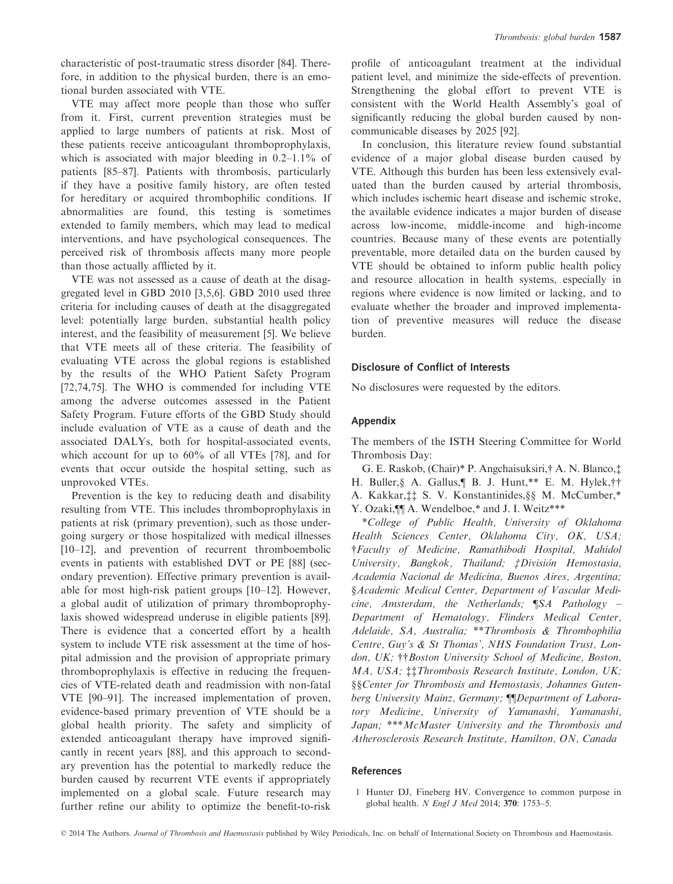characteristic of post-traumatic stress disorder [84]. Therefore, in addition to the physical burden, there is an emotional burden associated with VTE.

VTE may affect more people than those who suffer from it. First, current prevention strategies must be applied to large numbers of patients at risk. Most of these patients receive anticoagulant thromboprophylaxis, which is associated with major bleeding in 0.2–1.1% of patients [85–87]. Patients with thrombosis, particularly if they have a positive family history, are often tested for hereditary or acquired thrombophilic conditions. If abnormalities are found, this testing is sometimes extended to family members, which may lead to medical interventions, and have psychological consequences. The perceived risk of thrombosis affects many more people than those actually afflicted by it.

VTE was not assessed as a cause of death at the disaggregated level in GBD 2010 [3,5,6]. GBD 2010 used three criteria for including causes of death at the disaggregated level: potentially large burden, substantial health policy interest, and the feasibility of measurement [5]. We believe that VTE meets all of these criteria. The feasibility of evaluating VTE across the global regions is established by the results of the WHO Patient Safety Program [72,74,75]. The WHO is commended for including VTE among the adverse outcomes assessed in the Patient Safety Program. Future efforts of the GBD Study should include evaluation of VTE as a cause of death and the associated DALYs, both for hospital-associated events, which account for up to 60% of all VTEs [78], and for events that occur outside the hospital setting, such as unprovoked VTEs.

Prevention is the key to reducing death and disability resulting from VTE. This includes thromboprophylaxis in patients at risk (primary prevention), such as those undergoing surgery or those hospitalized with medical illnesses [10–12], and prevention of recurrent thromboembolic events in patients with established DVT or PE [88] (secondary prevention). Effective primary prevention is available for most high-risk patient groups [10–12]. However, a global audit of utilization of primary thromboprophylaxis showed widespread underuse in eligible patients [89]. There is evidence that a concerted effort by a health system to include VTE risk assessment at the time of hospital admission and the provision of appropriate primary thromboprophylaxis is effective in reducing the frequencies of VTE-related death and readmission with non-fatal VTE [90–91]. The increased implementation of proven, evidence-based primary prevention of VTE should be a global health priority. The safety and simplicity of extended anticoagulant therapy have improved significantly in recent years [88], and this approach to secondary prevention has the potential to markedly reduce the burden caused by recurrent VTE events if appropriately implemented on a global scale. Future research may further refine our ability to optimize the benefit-to-risk profile of anticoagulant treatment at the individual patient level, and minimize the side-effects of prevention. Strengthening the global effort to prevent VTE is consistent with the World Health Assembly's goal of significantly reducing the global burden caused by noncommunicable diseases by 2025 [92].

In conclusion, this literature review found substantial evidence of a major global disease burden caused by VTE. Although this burden has been less extensively evaluated than the burden caused by arterial thrombosis, which includes ischemic heart disease and ischemic stroke, the available evidence indicates a major burden of disease across low-income, middle-income and high-income countries. Because many of these events are potentially preventable, more detailed data on the burden caused by VTE should be obtained to inform public health policy and resource allocation in health systems, especially in regions where evidence is now limited or lacking, and to evaluate whether the broader and improved implementation of preventive measures will reduce the disease burden.

## Disclosure of Conflict of Interests

No disclosures were requested by the editors.

## Appendix

The members of the ISTH Steering Committee for World Thrombosis Day:

G. E. Raskob, (Chair)* P. Angchaisuksiri,† A. N. Blanco,‡ H. Buller,§ A. Gallus,¶ B. J. Hunt,** E. M. Hylek,†† A. Kakkar,‡‡ S. V. Konstantinides,§§ M. McCumber,* Y. Ozaki,¶¶ A. Wendelboe,* and J. I. Weitz***

*\*College of Public Health, University of Oklahoma Health Sciences Center, Oklahoma City, OK, USA; †Faculty of Medicine, Ramathibodi Hospital, Mahidol University, Bangkok, Thailand; ‡División Hemostasia, Academia Nacional de Medicina, Buenos Aires, Argentina; §Academic Medical Center, Department of Vascular Medicine, Amsterdam, the Netherlands; ¶SA Pathology – Department of Hematology, Flinders Medical Center, Adelaide, SA, Australia; \*\*Thrombosis & Thrombophilia Centre, Guy's & St Thomas', NHS Foundation Trust, London, UK; ††Boston University School of Medicine, Boston, MA, USA; ‡‡Thrombosis Research Institute, London, UK; §§Center for Thrombosis and Hemostasis, Johannes Gutenberg University Mainz, Germany; ¶¶Department of Laboratory Medicine, University of Yamanashi, Yamanashi, Japan; \*\*\*McMaster University and the Thrombosis and Atherosclerosis Research Institute, Hamilton, ON, Canada*

## References

1 Hunter DJ, Fineberg HV. Convergence to common purpose in global health. *N Engl J Med* 2014; **370**: 1753–5.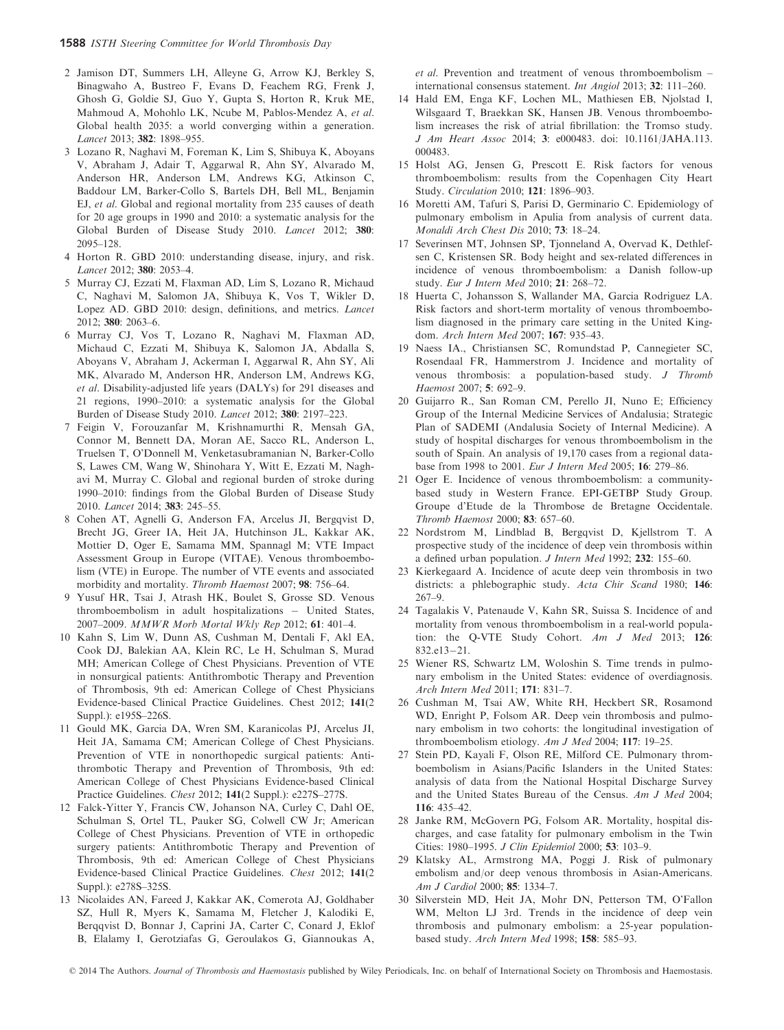2 Jamison DT, Summers LH, Alleyne G, Arrow KJ, Berkley S, Binagwaho A, Bustreo F, Evans D, Feachem RG, Frenk J, Ghosh G, Goldie SJ, Guo Y, Gupta S, Horton R, Kruk ME, Mahmoud A, Mohohlo LK, Ncube M, Pablos-Mendez A, *et al*. Global health 2035: a world converging within a generation. *Lancet* 2013; **382**: 1898–955.

3 Lozano R, Naghavi M, Foreman K, Lim S, Shibuya K, Aboyans V, Abraham J, Adair T, Aggarwal R, Ahn SY, Alvarado M, Anderson HR, Anderson LM, Andrews KG, Atkinson C, Baddour LM, Barker-Collo S, Bartels DH, Bell ML, Benjamin EJ, *et al*. Global and regional mortality from 235 causes of death for 20 age groups in 1990 and 2010: a systematic analysis for the Global Burden of Disease Study 2010. *Lancet* 2012; **380**: 2095–128.

4 Horton R. GBD 2010: understanding disease, injury, and risk. *Lancet* 2012; **380**: 2053–4.

5 Murray CJ, Ezzati M, Flaxman AD, Lim S, Lozano R, Michaud C, Naghavi M, Salomon JA, Shibuya K, Vos T, Wikler D, Lopez AD. GBD 2010: design, definitions, and metrics. *Lancet* 2012; **380**: 2063–6.

6 Murray CJ, Vos T, Lozano R, Naghavi M, Flaxman AD, Michaud C, Ezzati M, Shibuya K, Salomon JA, Abdalla S, Aboyans V, Abraham J, Ackerman I, Aggarwal R, Ahn SY, Ali MK, Alvarado M, Anderson HR, Anderson LM, Andrews KG, *et al*. Disability-adjusted life years (DALYs) for 291 diseases and 21 regions, 1990–2010: a systematic analysis for the Global Burden of Disease Study 2010. *Lancet* 2012; **380**: 2197–223.

7 Feigin V, Forouzanfar M, Krishnamurthi R, Mensah GA, Connor M, Bennett DA, Moran AE, Sacco RL, Anderson L, Truelsen T, O'Donnell M, Venketasubramanian N, Barker-Collo S, Lawes CM, Wang W, Shinohara Y, Witt E, Ezzati M, Naghavi M, Murray C. Global and regional burden of stroke during 1990–2010: findings from the Global Burden of Disease Study 2010. *Lancet* 2014; **383**: 245–55.

8 Cohen AT, Agnelli G, Anderson FA, Arcelus JI, Bergqvist D, Brecht JG, Greer IA, Heit JA, Hutchinson JL, Kakkar AK, Mottier D, Oger E, Samama MM, Spannagl M; VTE Impact Assessment Group in Europe (VITAE). Venous thromboembolism (VTE) in Europe. The number of VTE events and associated morbidity and mortality. *Thromb Haemost* 2007; **98**: 756–64.

9 Yusuf HR, Tsai J, Atrash HK, Boulet S, Grosse SD. Venous thromboembolism in adult hospitalizations – United States, 2007–2009. *MMWR Morb Mortal Wkly Rep* 2012; **61**: 401–4.

10 Kahn S, Lim W, Dunn AS, Cushman M, Dentali F, Akl EA, Cook DJ, Balekian AA, Klein RC, Le H, Schulman S, Murad MH; American College of Chest Physicians. Prevention of VTE in nonsurgical patients: Antithrombotic Therapy and Prevention of Thrombosis, 9th ed: American College of Chest Physicians Evidence-based Clinical Practice Guidelines. Chest 2012; **141**(2 Suppl.): e195S–226S.

11 Gould MK, Garcia DA, Wren SM, Karanicolas PJ, Arcelus JI, Heit JA, Samama CM; American College of Chest Physicians. Prevention of VTE in nonorthopedic surgical patients: Antithrombotic Therapy and Prevention of Thrombosis, 9th ed: American College of Chest Physicians Evidence-based Clinical Practice Guidelines. *Chest* 2012; **141**(2 Suppl.): e227S–277S.

12 Falck-Yitter Y, Francis CW, Johanson NA, Curley C, Dahl OE, Schulman S, Ortel TL, Pauker SG, Colwell CW Jr; American College of Chest Physicians. Prevention of VTE in orthopedic surgery patients: Antithrombotic Therapy and Prevention of Thrombosis, 9th ed: American College of Chest Physicians Evidence-based Clinical Practice Guidelines. *Chest* 2012; **141**(2 Suppl.): e278S–325S.

13 Nicolaides AN, Fareed J, Kakkar AK, Comerota AJ, Goldhaber SZ, Hull R, Myers K, Samama M, Fletcher J, Kalodiki E, Bergqvist D, Bonnar J, Caprini JA, Carter C, Conard J, Eklof B, Elalamy I, Gerotziafas G, Geroulakos G, Giannoukas A, *et al*. Prevention and treatment of venous thromboembolism – international consensus statement. *Int Angiol* 2013; **32**: 111–260.

14 Hald EM, Enga KF, Lochen ML, Mathiesen EB, Njolstad I, Wilsgaard T, Braekkan SK, Hansen JB. Venous thromboembolism increases the risk of atrial fibrillation: the Tromso study. *J Am Heart Assoc* 2014; **3**: e000483. doi: 10.1161/JAHA.113.000483.

15 Holst AG, Jensen G, Prescott E. Risk factors for venous thromboembolism: results from the Copenhagen City Heart Study. *Circulation* 2010; **121**: 1896–903.

16 Moretti AM, Tafuri S, Parisi D, Germinario C. Epidemiology of pulmonary embolism in Apulia from analysis of current data. *Monaldi Arch Chest Dis* 2010; **73**: 18–24.

17 Severinsen MT, Johnsen SP, Tjonneland A, Overvad K, Dethlefsen C, Kristensen SR. Body height and sex-related differences in incidence of venous thromboembolism: a Danish follow-up study. *Eur J Intern Med* 2010; **21**: 268–72.

18 Huerta C, Johansson S, Wallander MA, Garcia Rodriguez LA. Risk factors and short-term mortality of venous thromboembolism diagnosed in the primary care setting in the United Kingdom. *Arch Intern Med* 2007; **167**: 935–43.

19 Naess IA., Christiansen SC, Romundstad P, Cannegieter SC, Rosendaal FR, Hammerstrom J. Incidence and mortality of venous thrombosis: a population-based study. *J Thromb Haemost* 2007; **5**: 692–9.

20 Guijarro R., San Roman CM, Perello JI, Nuno E; Efficiency Group of the Internal Medicine Services of Andalusia; Strategic Plan of SADEMI (Andalusia Society of Internal Medicine). A study of hospital discharges for venous thromboembolism in the south of Spain. An analysis of 19,170 cases from a regional database from 1998 to 2001. *Eur J Intern Med* 2005; **16**: 279–86.

21 Oger E. Incidence of venous thromboembolism: a community-based study in Western France. EPI-GETBP Study Group. Groupe d'Etude de la Thrombose de Bretagne Occidentale. *Thromb Haemost* 2000; **83**: 657–60.

22 Nordstrom M, Lindblad B, Bergqvist D, Kjellstrom T. A prospective study of the incidence of deep vein thrombosis within a defined urban population. *J Intern Med* 1992; **232**: 155–60.

23 Kierkegaard A. Incidence of acute deep vein thrombosis in two districts: a phlebographic study. *Acta Chir Scand* 1980; **146**: 267–9.

24 Tagalakis V, Patenaude V, Kahn SR, Suissa S. Incidence of and mortality from venous thromboembolism in a real-world population: the Q-VTE Study Cohort. *Am J Med* 2013; **126**: 832.e13–21.

25 Wiener RS, Schwartz LM, Woloshin S. Time trends in pulmonary embolism in the United States: evidence of overdiagnosis. *Arch Intern Med* 2011; **171**: 831–7.

26 Cushman M, Tsai AW, White RH, Heckbert SR, Rosamond WD, Enright P, Folsom AR. Deep vein thrombosis and pulmonary embolism in two cohorts: the longitudinal investigation of thromboembolism etiology. *Am J Med* 2004; **117**: 19–25.

27 Stein PD, Kayali F, Olson RE, Milford CE. Pulmonary thromboembolism in Asians/Pacific Islanders in the United States: analysis of data from the National Hospital Discharge Survey and the United States Bureau of the Census. *Am J Med* 2004; **116**: 435–42.

28 Janke RM, McGovern PG, Folsom AR. Mortality, hospital discharges, and case fatality for pulmonary embolism in the Twin Cities: 1980–1995. *J Clin Epidemiol* 2000; **53**: 103–9.

29 Klatsky AL, Armstrong MA, Poggi J. Risk of pulmonary embolism and/or deep venous thrombosis in Asian-Americans. *Am J Cardiol* 2000; **85**: 1334–7.

30 Silverstein MD, Heit JA, Mohr DN, Petterson TM, O'Fallon WM, Melton LJ 3rd. Trends in the incidence of deep vein thrombosis and pulmonary embolism: a 25-year population-based study. *Arch Intern Med* 1998; **158**: 585–93.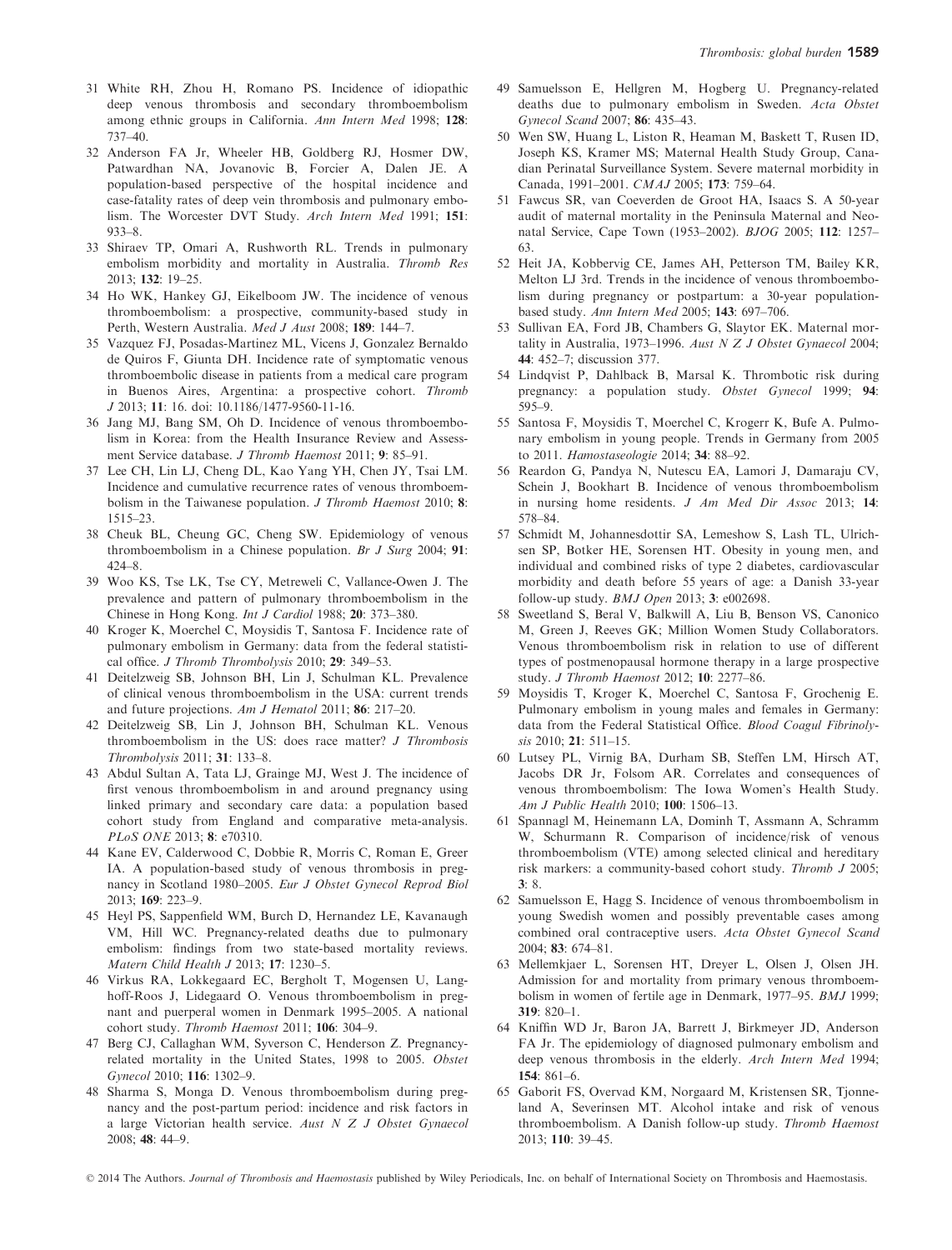31 White RH, Zhou H, Romano PS. Incidence of idiopathic deep venous thrombosis and secondary thromboembolism among ethnic groups in California. *Ann Intern Med* 1998; **128**: 737–40.

32 Anderson FA Jr, Wheeler HB, Goldberg RJ, Hosmer DW, Patwardhan NA, Jovanovic B, Forcier A, Dalen JE. A population-based perspective of the hospital incidence and case-fatality rates of deep vein thrombosis and pulmonary embolism. The Worcester DVT Study. *Arch Intern Med* 1991; **151**: 933–8.

33 Shiraev TP, Omari A, Rushworth RL. Trends in pulmonary embolism morbidity and mortality in Australia. *Thromb Res* 2013; **132**: 19–25.

34 Ho WK, Hankey GJ, Eikelboom JW. The incidence of venous thromboembolism: a prospective, community-based study in Perth, Western Australia. *Med J Aust* 2008; **189**: 144–7.

35 Vazquez FJ, Posadas-Martinez ML, Vicens J, Gonzalez Bernaldo de Quiros F, Giunta DH. Incidence rate of symptomatic venous thromboembolic disease in patients from a medical care program in Buenos Aires, Argentina: a prospective cohort. *Thromb J* 2013; **11**: 16. doi: 10.1186/1477-9560-11-16.

36 Jang MJ, Bang SM, Oh D. Incidence of venous thromboembolism in Korea: from the Health Insurance Review and Assessment Service database. *J Thromb Haemost* 2011; **9**: 85–91.

37 Lee CH, Lin LJ, Cheng DL, Kao Yang YH, Chen JY, Tsai LM. Incidence and cumulative recurrence rates of venous thromboembolism in the Taiwanese population. *J Thromb Haemost* 2010; **8**: 1515–23.

38 Cheuk BL, Cheung GC, Cheng SW. Epidemiology of venous thromboembolism in a Chinese population. *Br J Surg* 2004; **91**: 424–8.

39 Woo KS, Tse LK, Tse CY, Metreweli C, Vallance-Owen J. The prevalence and pattern of pulmonary thromboembolism in the Chinese in Hong Kong. *Int J Cardiol* 1988; **20**: 373–380.

40 Kroger K, Moerchel C, Moysidis T, Santosa F. Incidence rate of pulmonary embolism in Germany: data from the federal statistical office. *J Thromb Thrombolysis* 2010; **29**: 349–53.

41 Deitelzweig SB, Johnson BH, Lin J, Schulman KL. Prevalence of clinical venous thromboembolism in the USA: current trends and future projections. *Am J Hematol* 2011; **86**: 217–20.

42 Deitelzweig SB, Lin J, Johnson BH, Schulman KL. Venous thromboembolism in the US: does race matter? *J Thrombosis Thrombolysis* 2011; **31**: 133–8.

43 Abdul Sultan A, Tata LJ, Grainge MJ, West J. The incidence of first venous thromboembolism in and around pregnancy using linked primary and secondary care data: a population based cohort study from England and comparative meta-analysis. *PLoS ONE* 2013; **8**: e70310.

44 Kane EV, Calderwood C, Dobbie R, Morris C, Roman E, Greer IA. A population-based study of venous thrombosis in pregnancy in Scotland 1980–2005. *Eur J Obstet Gynecol Reprod Biol* 2013; **169**: 223–9.

45 Heyl PS, Sappenfield WM, Burch D, Hernandez LE, Kavanaugh VM, Hill WC. Pregnancy-related deaths due to pulmonary embolism: findings from two state-based mortality reviews. *Matern Child Health J* 2013; **17**: 1230–5.

46 Virkus RA, Lokkegaard EC, Bergholt T, Mogensen U, Langhoff-Roos J, Lidegaard O. Venous thromboembolism in pregnant and puerperal women in Denmark 1995–2005. A national cohort study. *Thromb Haemost* 2011; **106**: 304–9.

47 Berg CJ, Callaghan WM, Syverson C, Henderson Z. Pregnancy-related mortality in the United States, 1998 to 2005. *Obstet Gynecol* 2010; **116**: 1302–9.

48 Sharma S, Monga D. Venous thromboembolism during pregnancy and the post-partum period: incidence and risk factors in a large Victorian health service. *Aust N Z J Obstet Gynaecol* 2008; **48**: 44–9.

49 Samuelsson E, Hellgren M, Hogberg U. Pregnancy-related deaths due to pulmonary embolism in Sweden. *Acta Obstet Gynecol Scand* 2007; **86**: 435–43.

50 Wen SW, Huang L, Liston R, Heaman M, Baskett T, Rusen ID, Joseph KS, Kramer MS; Maternal Health Study Group, Canadian Perinatal Surveillance System. Severe maternal morbidity in Canada, 1991–2001. *CMAJ* 2005; **173**: 759–64.

51 Fawcus SR, van Coeverden de Groot HA, Isaacs S. A 50-year audit of maternal mortality in the Peninsula Maternal and Neonatal Service, Cape Town (1953–2002). *BJOG* 2005; **112**: 1257–63.

52 Heit JA, Kobbervig CE, James AH, Petterson TM, Bailey KR, Melton LJ 3rd. Trends in the incidence of venous thromboembolism during pregnancy or postpartum: a 30-year population-based study. *Ann Intern Med* 2005; **143**: 697–706.

53 Sullivan EA, Ford JB, Chambers G, Slaytor EK. Maternal mortality in Australia, 1973–1996. *Aust N Z J Obstet Gynaecol* 2004; **44**: 452–7; discussion 377.

54 Lindqvist P, Dahlback B, Marsal K. Thrombotic risk during pregnancy: a population study. *Obstet Gynecol* 1999; **94**: 595–9.

55 Santosa F, Moysidis T, Moerchel C, Krogerr K, Bufe A. Pulmonary embolism in young people. Trends in Germany from 2005 to 2011. *Hamostaseologie* 2014; **34**: 88–92.

56 Reardon G, Pandya N, Nutescu EA, Lamori J, Damaraju CV, Schein J, Bookhart B. Incidence of venous thromboembolism in nursing home residents. *J Am Med Dir Assoc* 2013; **14**: 578–84.

57 Schmidt M, Johannesdottir SA, Lemeshow S, Lash TL, Ulrichsen SP, Botker HE, Sorensen HT. Obesity in young men, and individual and combined risks of type 2 diabetes, cardiovascular morbidity and death before 55 years of age: a Danish 33-year follow-up study. *BMJ Open* 2013; **3**: e002698.

58 Sweetland S, Beral V, Balkwill A, Liu B, Benson VS, Canonico M, Green J, Reeves GK; Million Women Study Collaborators. Venous thromboembolism risk in relation to use of different types of postmenopausal hormone therapy in a large prospective study. *J Thromb Haemost* 2012; **10**: 2277–86.

59 Moysidis T, Kroger K, Moerchel C, Santosa F, Grochenig E. Pulmonary embolism in young males and females in Germany: data from the Federal Statistical Office. *Blood Coagul Fibrinolysis* 2010; **21**: 511–15.

60 Lutsey PL, Virnig BA, Durham SB, Steffen LM, Hirsch AT, Jacobs DR Jr, Folsom AR. Correlates and consequences of venous thromboembolism: The Iowa Women's Health Study. *Am J Public Health* 2010; **100**: 1506–13.

61 Spannagl M, Heinemann LA, Dominh T, Assmann A, Schramm W, Schurmann R. Comparison of incidence/risk of venous thromboembolism (VTE) among selected clinical and hereditary risk markers: a community-based cohort study. *Thromb J* 2005; **3**: 8.

62 Samuelsson E, Hagg S. Incidence of venous thromboembolism in young Swedish women and possibly preventable cases among combined oral contraceptive users. *Acta Obstet Gynecol Scand* 2004; **83**: 674–81.

63 Mellemkjaer L, Sorensen HT, Dreyer L, Olsen J, Olsen JH. Admission for and mortality from primary venous thromboembolism in women of fertile age in Denmark, 1977–95. *BMJ* 1999; **319**: 820–1.

64 Kniffin WD Jr, Baron JA, Barrett J, Birkmeyer JD, Anderson FA Jr. The epidemiology of diagnosed pulmonary embolism and deep venous thrombosis in the elderly. *Arch Intern Med* 1994; **154**: 861–6.

65 Gaborit FS, Overvad KM, Norgaard M, Kristensen SR, Tjonneland A, Severinsen MT. Alcohol intake and risk of venous thromboembolism. A Danish follow-up study. *Thromb Haemost* 2013; **110**: 39–45.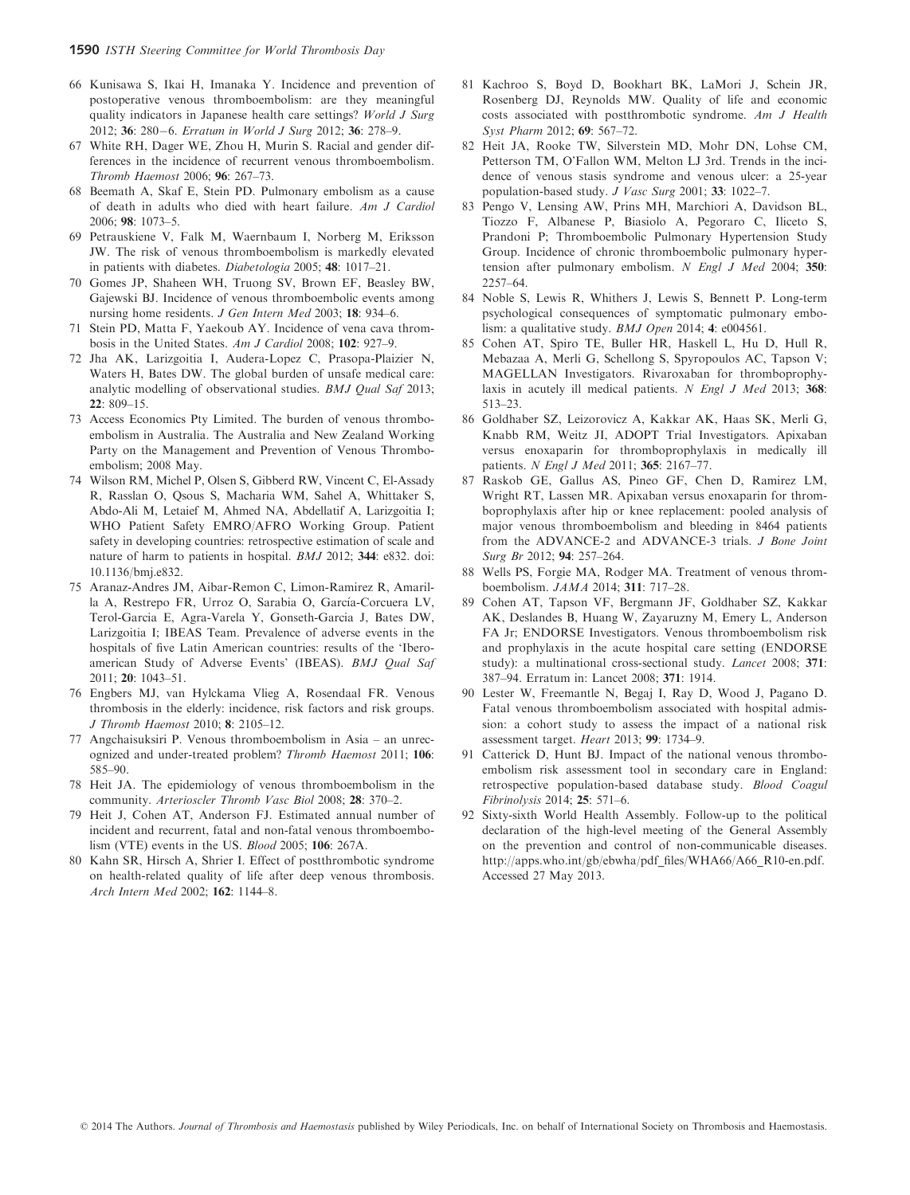66 Kunisawa S, Ikai H, Imanaka Y. Incidence and prevention of postoperative venous thromboembolism: are they meaningful quality indicators in Japanese health care settings? *World J Surg* 2012; **36**: 280–6. *Erratum in World J Surg* 2012; **36**: 278–9.

67 White RH, Dager WE, Zhou H, Murin S. Racial and gender differences in the incidence of recurrent venous thromboembolism. *Thromb Haemost* 2006; **96**: 267–73.

68 Beemath A, Skaf E, Stein PD. Pulmonary embolism as a cause of death in adults who died with heart failure. *Am J Cardiol* 2006; **98**: 1073–5.

69 Petrauskiene V, Falk M, Waernbaum I, Norberg M, Eriksson JW. The risk of venous thromboembolism is markedly elevated in patients with diabetes. *Diabetologia* 2005; **48**: 1017–21.

70 Gomes JP, Shaheen WH, Truong SV, Brown EF, Beasley BW, Gajewski BJ. Incidence of venous thromboembolic events among nursing home residents. *J Gen Intern Med* 2003; **18**: 934–6.

71 Stein PD, Matta F, Yaekoub AY. Incidence of vena cava thrombosis in the United States. *Am J Cardiol* 2008; **102**: 927–9.

72 Jha AK, Larizgoitia I, Audera-Lopez C, Prasopa-Plaizier N, Waters H, Bates DW. The global burden of unsafe medical care: analytic modelling of observational studies. *BMJ Qual Saf* 2013; **22**: 809–15.

73 Access Economics Pty Limited. The burden of venous thromboembolism in Australia. The Australia and New Zealand Working Party on the Management and Prevention of Venous Thromboembolism; 2008 May.

74 Wilson RM, Michel P, Olsen S, Gibberd RW, Vincent C, El-Assady R, Rasslan O, Qsous S, Macharia WM, Sahel A, Whittaker S, Abdo-Ali M, Letaief M, Ahmed NA, Abdellatif A, Larizgoitia I; WHO Patient Safety EMRO/AFRO Working Group. Patient safety in developing countries: retrospective estimation of scale and nature of harm to patients in hospital. *BMJ* 2012; **344**: e832. doi: 10.1136/bmj.e832.

75 Aranaz-Andres JM, Aibar-Remon C, Limon-Ramirez R, Amarilla A, Restrepo FR, Urroz O, Sarabia O, García-Corcuera LV, Terol-Garcia E, Agra-Varela Y, Gonseth-Garcia J, Bates DW, Larizgoitia I; IBEAS Team. Prevalence of adverse events in the hospitals of five Latin American countries: results of the 'Iberoamerican Study of Adverse Events' (IBEAS). *BMJ Qual Saf* 2011; **20**: 1043–51.

76 Engbers MJ, van Hylckama Vlieg A, Rosendaal FR. Venous thrombosis in the elderly: incidence, risk factors and risk groups. *J Thromb Haemost* 2010; **8**: 2105–12.

77 Angchaisuksiri P. Venous thromboembolism in Asia – an unrecognized and under-treated problem? *Thromb Haemost* 2011; **106**: 585–90.

78 Heit JA. The epidemiology of venous thromboembolism in the community. *Arterioscler Thromb Vasc Biol* 2008; **28**: 370–2.

79 Heit J, Cohen AT, Anderson FJ. Estimated annual number of incident and recurrent, fatal and non-fatal venous thromboembolism (VTE) events in the US. *Blood* 2005; **106**: 267A.

80 Kahn SR, Hirsch A, Shrier I. Effect of postthrombotic syndrome on health-related quality of life after deep venous thrombosis. *Arch Intern Med* 2002; **162**: 1144–8.

81 Kachroo S, Boyd D, Bookhart BK, LaMori J, Schein JR, Rosenberg DJ, Reynolds MW. Quality of life and economic costs associated with postthrombotic syndrome. *Am J Health Syst Pharm* 2012; **69**: 567–72.

82 Heit JA, Rooke TW, Silverstein MD, Mohr DN, Lohse CM, Petterson TM, O'Fallon WM, Melton LJ 3rd. Trends in the incidence of venous stasis syndrome and venous ulcer: a 25-year population-based study. *J Vasc Surg* 2001; **33**: 1022–7.

83 Pengo V, Lensing AW, Prins MH, Marchiori A, Davidson BL, Tiozzo F, Albanese P, Biasiolo A, Pegoraro C, Iliceto S, Prandoni P; Thromboembolic Pulmonary Hypertension Study Group. Incidence of chronic thromboembolic pulmonary hypertension after pulmonary embolism. *N Engl J Med* 2004; **350**: 2257–64.

84 Noble S, Lewis R, Whithers J, Lewis S, Bennett P. Long-term psychological consequences of symptomatic pulmonary embolism: a qualitative study. *BMJ Open* 2014; **4**: e004561.

85 Cohen AT, Spiro TE, Buller HR, Haskell L, Hu D, Hull R, Mebazaa A, Merli G, Schellong S, Spyropoulos AC, Tapson V; MAGELLAN Investigators. Rivaroxaban for thromboprophylaxis in acutely ill medical patients. *N Engl J Med* 2013; **368**: 513–23.

86 Goldhaber SZ, Leizorovicz A, Kakkar AK, Haas SK, Merli G, Knabb RM, Weitz JI, ADOPT Trial Investigators. Apixaban versus enoxaparin for thromboprophylaxis in medically ill patients. *N Engl J Med* 2011; **365**: 2167–77.

87 Raskob GE, Gallus AS, Pineo GF, Chen D, Ramirez LM, Wright RT, Lassen MR. Apixaban versus enoxaparin for thromboprophylaxis after hip or knee replacement: pooled analysis of major venous thromboembolism and bleeding in 8464 patients from the ADVANCE-2 and ADVANCE-3 trials. *J Bone Joint Surg Br* 2012; **94**: 257–264.

88 Wells PS, Forgie MA, Rodger MA. Treatment of venous thromboembolism. *JAMA* 2014; **311**: 717–28.

89 Cohen AT, Tapson VF, Bergmann JF, Goldhaber SZ, Kakkar AK, Deslandes B, Huang W, Zayaruzny M, Emery L, Anderson FA Jr; ENDORSE Investigators. Venous thromboembolism risk and prophylaxis in the acute hospital care setting (ENDORSE study): a multinational cross-sectional study. *Lancet* 2008; **371**: 387–94. Erratum in: Lancet 2008; **371**: 1914.

90 Lester W, Freemantle N, Begaj I, Ray D, Wood J, Pagano D. Fatal venous thromboembolism associated with hospital admission: a cohort study to assess the impact of a national risk assessment target. *Heart* 2013; **99**: 1734–9.

91 Catterick D, Hunt BJ. Impact of the national venous thromboembolism risk assessment tool in secondary care in England: retrospective population-based database study. *Blood Coagul Fibrinolysis* 2014; **25**: 571–6.

92 Sixty-sixth World Health Assembly. Follow-up to the political declaration of the high-level meeting of the General Assembly on the prevention and control of non-communicable diseases. http://apps.who.int/gb/ebwha/pdf_files/WHA66/A66_R10-en.pdf. Accessed 27 May 2013.